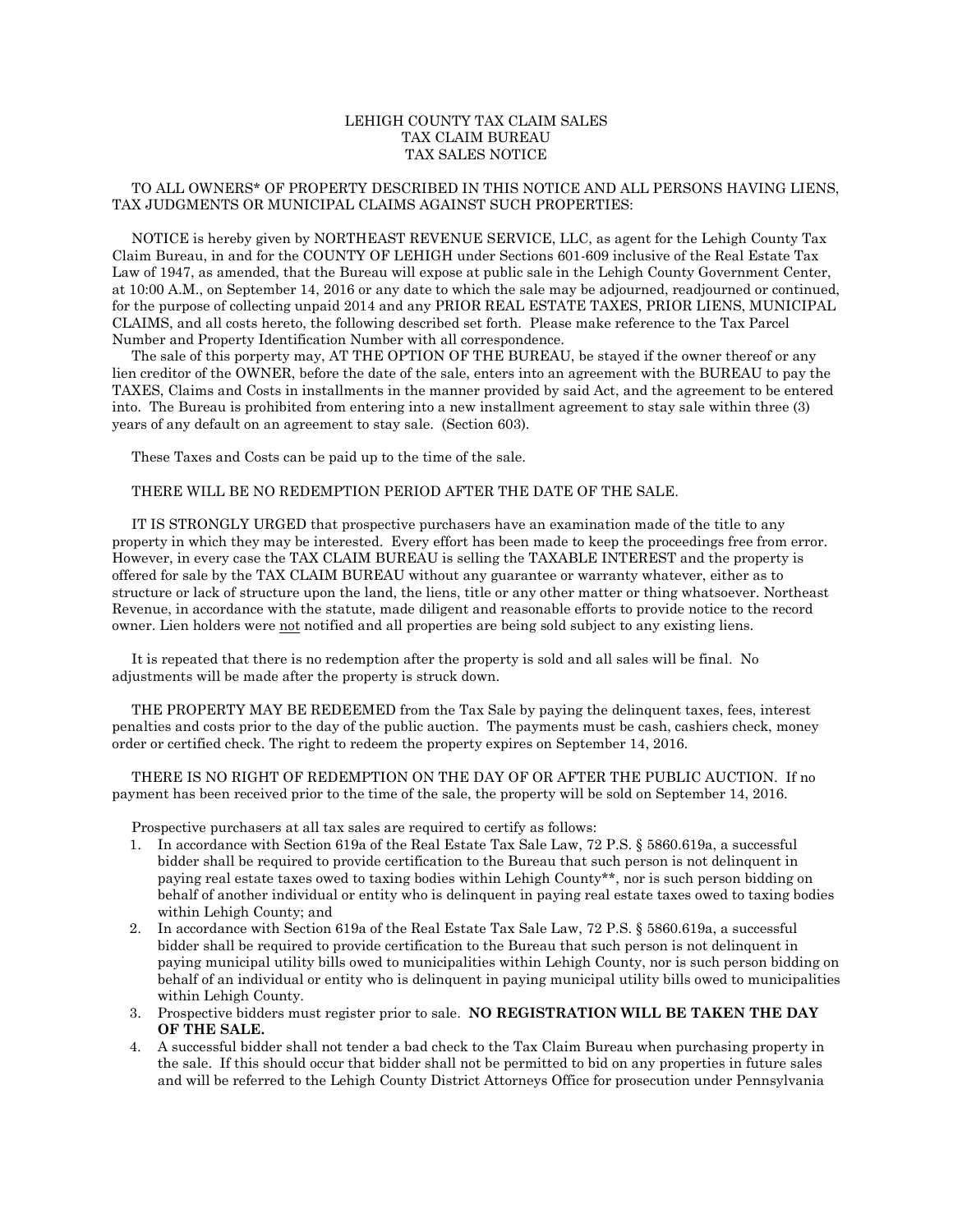# LEHIGH COUNTY TAX CLAIM SALES
## TAX CLAIM BUREAU
## TAX SALES NOTICE

TO ALL OWNERS* OF PROPERTY DESCRIBED IN THIS NOTICE AND ALL PERSONS HAVING LIENS, TAX JUDGMENTS OR MUNICIPAL CLAIMS AGAINST SUCH PROPERTIES:

NOTICE is hereby given by NORTHEAST REVENUE SERVICE, LLC, as agent for the Lehigh County Tax Claim Bureau, in and for the COUNTY OF LEHIGH under Sections 601-609 inclusive of the Real Estate Tax Law of 1947, as amended, that the Bureau will expose at public sale in the Lehigh County Government Center, at 10:00 A.M., on September 14, 2016 or any date to which the sale may be adjourned, readjourned or continued, for the purpose of collecting unpaid 2014 and any PRIOR REAL ESTATE TAXES, PRIOR LIENS, MUNICIPAL CLAIMS, and all costs hereto, the following described set forth. Please make reference to the Tax Parcel Number and Property Identification Number with all correspondence.

The sale of this porperty may, AT THE OPTION OF THE BUREAU, be stayed if the owner thereof or any lien creditor of the OWNER, before the date of the sale, enters into an agreement with the BUREAU to pay the TAXES, Claims and Costs in installments in the manner provided by said Act, and the agreement to be entered into. The Bureau is prohibited from entering into a new installment agreement to stay sale within three (3) years of any default on an agreement to stay sale. (Section 603).

These Taxes and Costs can be paid up to the time of the sale.

THERE WILL BE NO REDEMPTION PERIOD AFTER THE DATE OF THE SALE.

IT IS STRONGLY URGED that prospective purchasers have an examination made of the title to any property in which they may be interested. Every effort has been made to keep the proceedings free from error. However, in every case the TAX CLAIM BUREAU is selling the TAXABLE INTEREST and the property is offered for sale by the TAX CLAIM BUREAU without any guarantee or warranty whatever, either as to structure or lack of structure upon the land, the liens, title or any other matter or thing whatsoever. Northeast Revenue, in accordance with the statute, made diligent and reasonable efforts to provide notice to the record owner. Lien holders were <u>not</u> notified and all properties are being sold subject to any existing liens.

It is repeated that there is no redemption after the property is sold and all sales will be final. No adjustments will be made after the property is struck down.

THE PROPERTY MAY BE REDEEMED from the Tax Sale by paying the delinquent taxes, fees, interest penalties and costs prior to the day of the public auction. The payments must be cash, cashiers check, money order or certified check. The right to redeem the property expires on September 14, 2016.

THERE IS NO RIGHT OF REDEMPTION ON THE DAY OF OR AFTER THE PUBLIC AUCTION. If no payment has been received prior to the time of the sale, the property will be sold on September 14, 2016.

Prospective purchasers at all tax sales are required to certify as follows:

1. In accordance with Section 619a of the Real Estate Tax Sale Law, 72 P.S. § 5860.619a, a successful bidder shall be required to provide certification to the Bureau that such person is not delinquent in paying real estate taxes owed to taxing bodies within Lehigh County**, nor is such person bidding on behalf of another individual or entity who is delinquent in paying real estate taxes owed to taxing bodies within Lehigh County; and
2. In accordance with Section 619a of the Real Estate Tax Sale Law, 72 P.S. § 5860.619a, a successful bidder shall be required to provide certification to the Bureau that such person is not delinquent in paying municipal utility bills owed to municipalities within Lehigh County, nor is such person bidding on behalf of an individual or entity who is delinquent in paying municipal utility bills owed to municipalities within Lehigh County.
3. Prospective bidders must register prior to sale. **NO REGISTRATION WILL BE TAKEN THE DAY OF THE SALE.**
4. A successful bidder shall not tender a bad check to the Tax Claim Bureau when purchasing property in the sale. If this should occur that bidder shall not be permitted to bid on any properties in future sales and will be referred to the Lehigh County District Attorneys Office for prosecution under Pennsylvania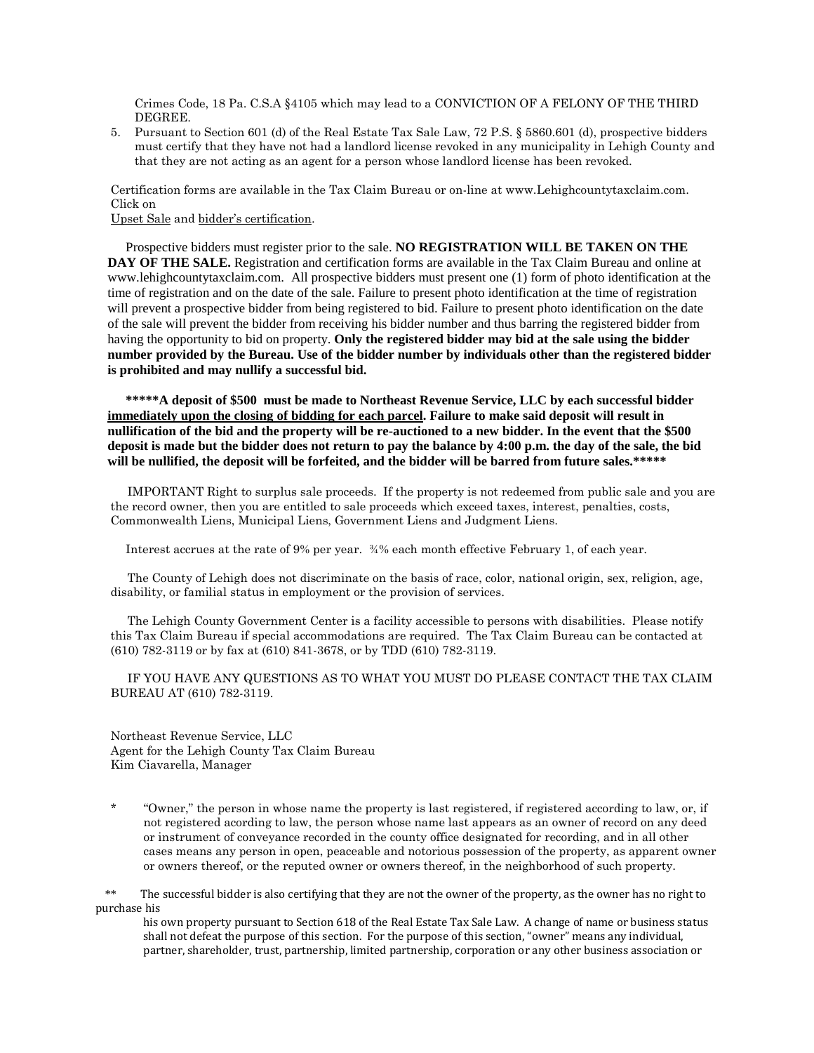Crimes Code, 18 Pa. C.S.A §4105 which may lead to a CONVICTION OF A FELONY OF THE THIRD DEGREE.

5. Pursuant to Section 601 (d) of the Real Estate Tax Sale Law, 72 P.S. § 5860.601 (d), prospective bidders must certify that they have not had a landlord license revoked in any municipality in Lehigh County and that they are not acting as an agent for a person whose landlord license has been revoked.

Certification forms are available in the Tax Claim Bureau or on-line at www.Lehighcountytaxclaim.com. Click on
Upset Sale and bidder's certification.

Prospective bidders must register prior to the sale. **NO REGISTRATION WILL BE TAKEN ON THE DAY OF THE SALE.** Registration and certification forms are available in the Tax Claim Bureau and online at www.lehighcountytaxclaim.com. All prospective bidders must present one (1) form of photo identification at the time of registration and on the date of the sale. Failure to present photo identification at the time of registration will prevent a prospective bidder from being registered to bid. Failure to present photo identification on the date of the sale will prevent the bidder from receiving his bidder number and thus barring the registered bidder from having the opportunity to bid on property. **Only the registered bidder may bid at the sale using the bidder number provided by the Bureau. Use of the bidder number by individuals other than the registered bidder is prohibited and may nullify a successful bid.**

**\*\*\*\*\*A deposit of $500 must be made to Northeast Revenue Service, LLC by each successful bidder immediately upon the closing of bidding for each parcel. Failure to make said deposit will result in nullification of the bid and the property will be re-auctioned to a new bidder. In the event that the $500 deposit is made but the bidder does not return to pay the balance by 4:00 p.m. the day of the sale, the bid will be nullified, the deposit will be forfeited, and the bidder will be barred from future sales.\*\*\*\*\***

IMPORTANT Right to surplus sale proceeds. If the property is not redeemed from public sale and you are the record owner, then you are entitled to sale proceeds which exceed taxes, interest, penalties, costs, Commonwealth Liens, Municipal Liens, Government Liens and Judgment Liens.

Interest accrues at the rate of 9% per year. ¾% each month effective February 1, of each year.

The County of Lehigh does not discriminate on the basis of race, color, national origin, sex, religion, age, disability, or familial status in employment or the provision of services.

The Lehigh County Government Center is a facility accessible to persons with disabilities. Please notify this Tax Claim Bureau if special accommodations are required. The Tax Claim Bureau can be contacted at (610) 782-3119 or by fax at (610) 841-3678, or by TDD (610) 782-3119.

IF YOU HAVE ANY QUESTIONS AS TO WHAT YOU MUST DO PLEASE CONTACT THE TAX CLAIM BUREAU AT (610) 782-3119.

Northeast Revenue Service, LLC
Agent for the Lehigh County Tax Claim Bureau
Kim Ciavarella, Manager

\* "Owner," the person in whose name the property is last registered, if registered according to law, or, if not registered acording to law, the person whose name last appears as an owner of record on any deed or instrument of conveyance recorded in the county office designated for recording, and in all other cases means any person in open, peaceable and notorious possession of the property, as apparent owner or owners thereof, or the reputed owner or owners thereof, in the neighborhood of such property.

\*\* The successful bidder is also certifying that they are not the owner of the property, as the owner has no right to purchase his
his own property pursuant to Section 618 of the Real Estate Tax Sale Law. A change of name or business status shall not defeat the purpose of this section. For the purpose of this section, "owner" means any individual, partner, shareholder, trust, partnership, limited partnership, corporation or any other business association or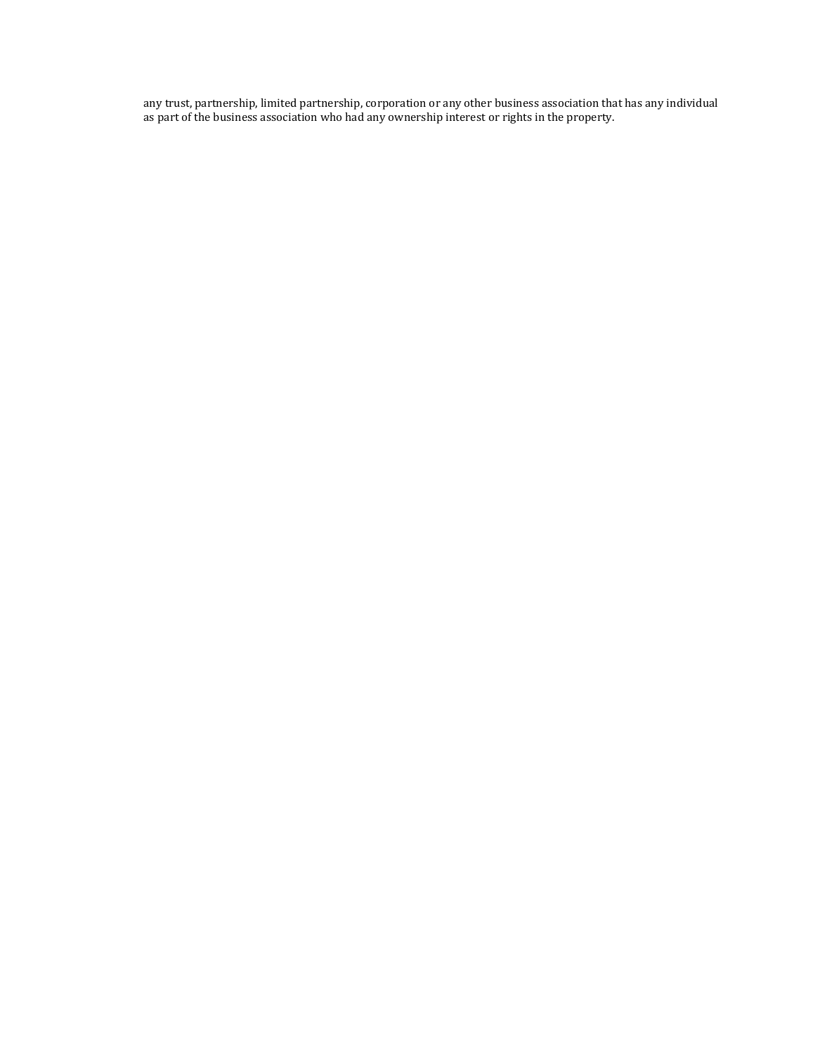any trust, partnership, limited partnership, corporation or any other business association that has any individual as part of the business association who had any ownership interest or rights in the property.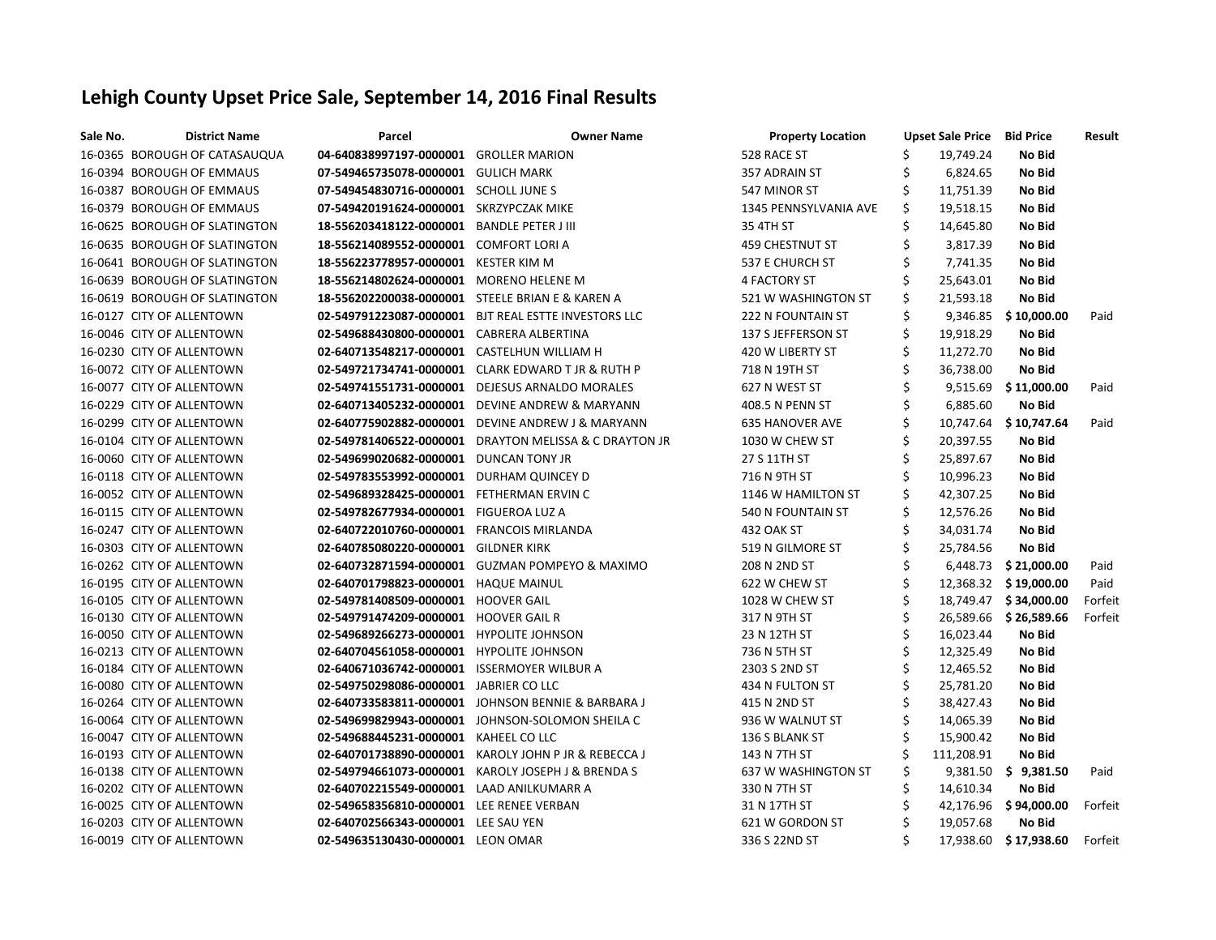# Lehigh County Upset Price Sale, September 14, 2016 Final Results

| Sale No. | District Name | Parcel | Owner Name | Property Location | Upset Sale Price | Bid Price | Result |
|---|---|---|---|---|---|---|---|
| 16-0365 | BOROUGH OF CATASAUQUA | **04-640838997197-0000001** | GROLLER MARION | 528 RACE ST | $ 19,749.24 | **No Bid** | |
| 16-0394 | BOROUGH OF EMMAUS | **07-549465735078-0000001** | GULICH MARK | 357 ADRAIN ST | $ 6,824.65 | **No Bid** | |
| 16-0387 | BOROUGH OF EMMAUS | **07-549454830716-0000001** | SCHOLL JUNE S | 547 MINOR ST | $ 11,751.39 | **No Bid** | |
| 16-0379 | BOROUGH OF EMMAUS | **07-549420191624-0000001** | SKRZYPCZAK MIKE | 1345 PENNSYLVANIA AVE | $ 19,518.15 | **No Bid** | |
| 16-0625 | BOROUGH OF SLATINGTON | **18-556203418122-0000001** | BANDLE PETER J III | 35 4TH ST | $ 14,645.80 | **No Bid** | |
| 16-0635 | BOROUGH OF SLATINGTON | **18-556214089552-0000001** | COMFORT LORI A | 459 CHESTNUT ST | $ 3,817.39 | **No Bid** | |
| 16-0641 | BOROUGH OF SLATINGTON | **18-556223778957-0000001** | KESTER KIM M | 537 E CHURCH ST | $ 7,741.35 | **No Bid** | |
| 16-0639 | BOROUGH OF SLATINGTON | **18-556214802624-0000001** | MORENO HELENE M | 4 FACTORY ST | $ 25,643.01 | **No Bid** | |
| 16-0619 | BOROUGH OF SLATINGTON | **18-556202200038-0000001** | STEELE BRIAN E & KAREN A | 521 W WASHINGTON ST | $ 21,593.18 | **No Bid** | |
| 16-0127 | CITY OF ALLENTOWN | **02-549791223087-0000001** | BJT REAL ESTTE INVESTORS LLC | 222 N FOUNTAIN ST | $ 9,346.85 | **$ 10,000.00** | Paid |
| 16-0046 | CITY OF ALLENTOWN | **02-549688430800-0000001** | CABRERA ALBERTINA | 137 S JEFFERSON ST | $ 19,918.29 | **No Bid** | |
| 16-0230 | CITY OF ALLENTOWN | **02-640713548217-0000001** | CASTELHUN WILLIAM H | 420 W LIBERTY ST | $ 11,272.70 | **No Bid** | |
| 16-0072 | CITY OF ALLENTOWN | **02-549721734741-0000001** | CLARK EDWARD T JR & RUTH P | 718 N 19TH ST | $ 36,738.00 | **No Bid** | |
| 16-0077 | CITY OF ALLENTOWN | **02-549741551731-0000001** | DEJESUS ARNALDO MORALES | 627 N WEST ST | $ 9,515.69 | **$ 11,000.00** | Paid |
| 16-0229 | CITY OF ALLENTOWN | **02-640713405232-0000001** | DEVINE ANDREW & MARYANN | 408.5 N PENN ST | $ 6,885.60 | **No Bid** | |
| 16-0299 | CITY OF ALLENTOWN | **02-640775902882-0000001** | DEVINE ANDREW J & MARYANN | 635 HANOVER AVE | $ 10,747.64 | **$ 10,747.64** | Paid |
| 16-0104 | CITY OF ALLENTOWN | **02-549781406522-0000001** | DRAYTON MELISSA & C DRAYTON JR | 1030 W CHEW ST | $ 20,397.55 | **No Bid** | |
| 16-0060 | CITY OF ALLENTOWN | **02-549699020682-0000001** | DUNCAN TONY JR | 27 S 11TH ST | $ 25,897.67 | **No Bid** | |
| 16-0118 | CITY OF ALLENTOWN | **02-549783553992-0000001** | DURHAM QUINCEY D | 716 N 9TH ST | $ 10,996.23 | **No Bid** | |
| 16-0052 | CITY OF ALLENTOWN | **02-549689328425-0000001** | FETHERMAN ERVIN C | 1146 W HAMILTON ST | $ 42,307.25 | **No Bid** | |
| 16-0115 | CITY OF ALLENTOWN | **02-549782677934-0000001** | FIGUEROA LUZ A | 540 N FOUNTAIN ST | $ 12,576.26 | **No Bid** | |
| 16-0247 | CITY OF ALLENTOWN | **02-640722010760-0000001** | FRANCOIS MIRLANDA | 432 OAK ST | $ 34,031.74 | **No Bid** | |
| 16-0303 | CITY OF ALLENTOWN | **02-640785080220-0000001** | GILDNER KIRK | 519 N GILMORE ST | $ 25,784.56 | **No Bid** | |
| 16-0262 | CITY OF ALLENTOWN | **02-640732871594-0000001** | GUZMAN POMPEYO & MAXIMO | 208 N 2ND ST | $ 6,448.73 | **$ 21,000.00** | Paid |
| 16-0195 | CITY OF ALLENTOWN | **02-640701798823-0000001** | HAQUE MAINUL | 622 W CHEW ST | $ 12,368.32 | **$ 19,000.00** | Paid |
| 16-0105 | CITY OF ALLENTOWN | **02-549781408509-0000001** | HOOVER GAIL | 1028 W CHEW ST | $ 18,749.47 | **$ 34,000.00** | Forfeit |
| 16-0130 | CITY OF ALLENTOWN | **02-549791474209-0000001** | HOOVER GAIL R | 317 N 9TH ST | $ 26,589.66 | **$ 26,589.66** | Forfeit |
| 16-0050 | CITY OF ALLENTOWN | **02-549689266273-0000001** | HYPOLITE JOHNSON | 23 N 12TH ST | $ 16,023.44 | **No Bid** | |
| 16-0213 | CITY OF ALLENTOWN | **02-640704561058-0000001** | HYPOLITE JOHNSON | 736 N 5TH ST | $ 12,325.49 | **No Bid** | |
| 16-0184 | CITY OF ALLENTOWN | **02-640671036742-0000001** | ISSERMOYER WILBUR A | 2303 S 2ND ST | $ 12,465.52 | **No Bid** | |
| 16-0080 | CITY OF ALLENTOWN | **02-549750298086-0000001** | JABRIER CO LLC | 434 N FULTON ST | $ 25,781.20 | **No Bid** | |
| 16-0264 | CITY OF ALLENTOWN | **02-640733583811-0000001** | JOHNSON BENNIE & BARBARA J | 415 N 2ND ST | $ 38,427.43 | **No Bid** | |
| 16-0064 | CITY OF ALLENTOWN | **02-549699829943-0000001** | JOHNSON-SOLOMON SHEILA C | 936 W WALNUT ST | $ 14,065.39 | **No Bid** | |
| 16-0047 | CITY OF ALLENTOWN | **02-549688445231-0000001** | KAHEEL CO LLC | 136 S BLANK ST | $ 15,900.42 | **No Bid** | |
| 16-0193 | CITY OF ALLENTOWN | **02-640701738890-0000001** | KAROLY JOHN P JR & REBECCA J | 143 N 7TH ST | $ 111,208.91 | **No Bid** | |
| 16-0138 | CITY OF ALLENTOWN | **02-549794661073-0000001** | KAROLY JOSEPH J & BRENDA S | 637 W WASHINGTON ST | $ 9,381.50 | **$ 9,381.50** | Paid |
| 16-0202 | CITY OF ALLENTOWN | **02-640702215549-0000001** | LAAD ANILKUMARR A | 330 N 7TH ST | $ 14,610.34 | **No Bid** | |
| 16-0025 | CITY OF ALLENTOWN | **02-549658356810-0000001** | LEE RENEE VERBAN | 31 N 17TH ST | $ 42,176.96 | **$ 94,000.00** | Forfeit |
| 16-0203 | CITY OF ALLENTOWN | **02-640702566343-0000001** | LEE SAU YEN | 621 W GORDON ST | $ 19,057.68 | **No Bid** | |
| 16-0019 | CITY OF ALLENTOWN | **02-549635130430-0000001** | LEON OMAR | 336 S 22ND ST | $ 17,938.60 | **$ 17,938.60** | Forfeit |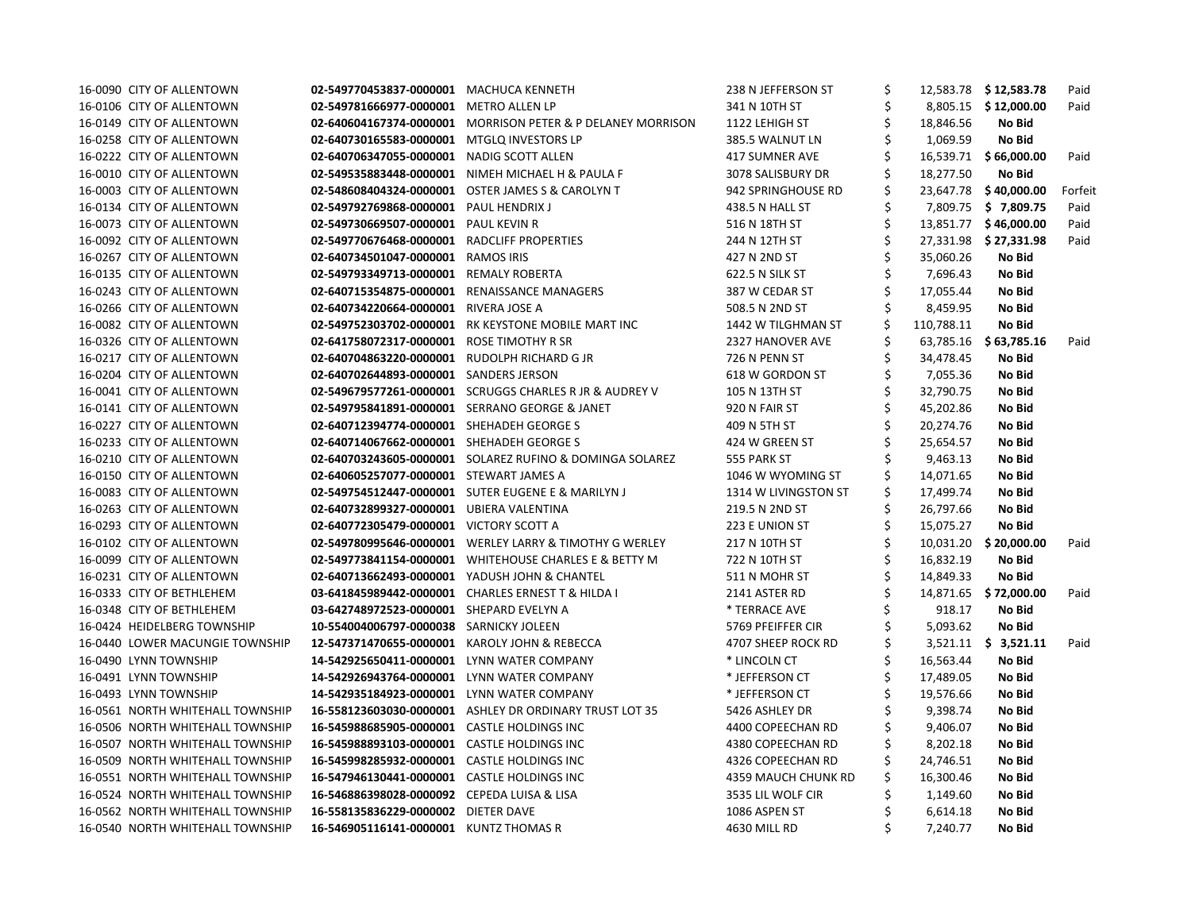| | | | | | | | |
|---|---|---|---|---|---|---|---|
| 16-0090 | CITY OF ALLENTOWN | **02-549770453837-0000001** | MACHUCA KENNETH | 238 N JEFFERSON ST | $ 12,583.78 | **$ 12,583.78** | Paid |
| 16-0106 | CITY OF ALLENTOWN | **02-549781666977-0000001** | METRO ALLEN LP | 341 N 10TH ST | $ 8,805.15 | **$ 12,000.00** | Paid |
| 16-0149 | CITY OF ALLENTOWN | **02-640604167374-0000001** | MORRISON PETER & P DELANEY MORRISON | 1122 LEHIGH ST | $ 18,846.56 | **No Bid** | |
| 16-0258 | CITY OF ALLENTOWN | **02-640730165583-0000001** | MTGLQ INVESTORS LP | 385.5 WALNUT LN | $ 1,069.59 | **No Bid** | |
| 16-0222 | CITY OF ALLENTOWN | **02-640706347055-0000001** | NADIG SCOTT ALLEN | 417 SUMNER AVE | $ 16,539.71 | **$ 66,000.00** | Paid |
| 16-0010 | CITY OF ALLENTOWN | **02-549535883448-0000001** | NIMEH MICHAEL H & PAULA F | 3078 SALISBURY DR | $ 18,277.50 | **No Bid** | |
| 16-0003 | CITY OF ALLENTOWN | **02-548608404324-0000001** | OSTER JAMES S & CAROLYN T | 942 SPRINGHOUSE RD | $ 23,647.78 | **$ 40,000.00** | Forfeit |
| 16-0134 | CITY OF ALLENTOWN | **02-549792769868-0000001** | PAUL HENDRIX J | 438.5 N HALL ST | $ 7,809.75 | **$ 7,809.75** | Paid |
| 16-0073 | CITY OF ALLENTOWN | **02-549730669507-0000001** | PAUL KEVIN R | 516 N 18TH ST | $ 13,851.77 | **$ 46,000.00** | Paid |
| 16-0092 | CITY OF ALLENTOWN | **02-549770676468-0000001** | RADCLIFF PROPERTIES | 244 N 12TH ST | $ 27,331.98 | **$ 27,331.98** | Paid |
| 16-0267 | CITY OF ALLENTOWN | **02-640734501047-0000001** | RAMOS IRIS | 427 N 2ND ST | $ 35,060.26 | **No Bid** | |
| 16-0135 | CITY OF ALLENTOWN | **02-549793349713-0000001** | REMALY ROBERTA | 622.5 N SILK ST | $ 7,696.43 | **No Bid** | |
| 16-0243 | CITY OF ALLENTOWN | **02-640715354875-0000001** | RENAISSANCE MANAGERS | 387 W CEDAR ST | $ 17,055.44 | **No Bid** | |
| 16-0266 | CITY OF ALLENTOWN | **02-640734220664-0000001** | RIVERA JOSE A | 508.5 N 2ND ST | $ 8,459.95 | **No Bid** | |
| 16-0082 | CITY OF ALLENTOWN | **02-549752303702-0000001** | RK KEYSTONE MOBILE MART INC | 1442 W TILGHMAN ST | $ 110,788.11 | **No Bid** | |
| 16-0326 | CITY OF ALLENTOWN | **02-641758072317-0000001** | ROSE TIMOTHY R SR | 2327 HANOVER AVE | $ 63,785.16 | **$ 63,785.16** | Paid |
| 16-0217 | CITY OF ALLENTOWN | **02-640704863220-0000001** | RUDOLPH RICHARD G JR | 726 N PENN ST | $ 34,478.45 | **No Bid** | |
| 16-0204 | CITY OF ALLENTOWN | **02-640702644893-0000001** | SANDERS JERSON | 618 W GORDON ST | $ 7,055.36 | **No Bid** | |
| 16-0041 | CITY OF ALLENTOWN | **02-549679577261-0000001** | SCRUGGS CHARLES R JR & AUDREY V | 105 N 13TH ST | $ 32,790.75 | **No Bid** | |
| 16-0141 | CITY OF ALLENTOWN | **02-549795841891-0000001** | SERRANO GEORGE & JANET | 920 N FAIR ST | $ 45,202.86 | **No Bid** | |
| 16-0227 | CITY OF ALLENTOWN | **02-640712394774-0000001** | SHEHADEH GEORGE S | 409 N 5TH ST | $ 20,274.76 | **No Bid** | |
| 16-0233 | CITY OF ALLENTOWN | **02-640714067662-0000001** | SHEHADEH GEORGE S | 424 W GREEN ST | $ 25,654.57 | **No Bid** | |
| 16-0210 | CITY OF ALLENTOWN | **02-640703243605-0000001** | SOLAREZ RUFINO & DOMINGA SOLAREZ | 555 PARK ST | $ 9,463.13 | **No Bid** | |
| 16-0150 | CITY OF ALLENTOWN | **02-640605257077-0000001** | STEWART JAMES A | 1046 W WYOMING ST | $ 14,071.65 | **No Bid** | |
| 16-0083 | CITY OF ALLENTOWN | **02-549754512447-0000001** | SUTER EUGENE E & MARILYN J | 1314 W LIVINGSTON ST | $ 17,499.74 | **No Bid** | |
| 16-0263 | CITY OF ALLENTOWN | **02-640732899327-0000001** | UBIERA VALENTINA | 219.5 N 2ND ST | $ 26,797.66 | **No Bid** | |
| 16-0293 | CITY OF ALLENTOWN | **02-640772305479-0000001** | VICTORY SCOTT A | 223 E UNION ST | $ 15,075.27 | **No Bid** | |
| 16-0102 | CITY OF ALLENTOWN | **02-549780995646-0000001** | WERLEY LARRY & TIMOTHY G WERLEY | 217 N 10TH ST | $ 10,031.20 | **$ 20,000.00** | Paid |
| 16-0099 | CITY OF ALLENTOWN | **02-549773841154-0000001** | WHITEHOUSE CHARLES E & BETTY M | 722 N 10TH ST | $ 16,832.19 | **No Bid** | |
| 16-0231 | CITY OF ALLENTOWN | **02-640713662493-0000001** | YADUSH JOHN & CHANTEL | 511 N MOHR ST | $ 14,849.33 | **No Bid** | |
| 16-0333 | CITY OF BETHLEHEM | **03-641845989442-0000001** | CHARLES ERNEST T & HILDA I | 2141 ASTER RD | $ 14,871.65 | **$ 72,000.00** | Paid |
| 16-0348 | CITY OF BETHLEHEM | **03-642748972523-0000001** | SHEPARD EVELYN A | * TERRACE AVE | $ 918.17 | **No Bid** | |
| 16-0424 | HEIDELBERG TOWNSHIP | **10-554004006797-0000038** | SARNICKY JOLEEN | 5769 PFEIFFER CIR | $ 5,093.62 | **No Bid** | |
| 16-0440 | LOWER MACUNGIE TOWNSHIP | **12-547371470655-0000001** | KAROLY JOHN & REBECCA | 4707 SHEEP ROCK RD | $ 3,521.11 | **$ 3,521.11** | Paid |
| 16-0490 | LYNN TOWNSHIP | **14-542925650411-0000001** | LYNN WATER COMPANY | * LINCOLN CT | $ 16,563.44 | **No Bid** | |
| 16-0491 | LYNN TOWNSHIP | **14-542926943764-0000001** | LYNN WATER COMPANY | * JEFFERSON CT | $ 17,489.05 | **No Bid** | |
| 16-0493 | LYNN TOWNSHIP | **14-542935184923-0000001** | LYNN WATER COMPANY | * JEFFERSON CT | $ 19,576.66 | **No Bid** | |
| 16-0561 | NORTH WHITEHALL TOWNSHIP | **16-558123603030-0000001** | ASHLEY DR ORDINARY TRUST LOT 35 | 5426 ASHLEY DR | $ 9,398.74 | **No Bid** | |
| 16-0506 | NORTH WHITEHALL TOWNSHIP | **16-545988685905-0000001** | CASTLE HOLDINGS INC | 4400 COPEECHAN RD | $ 9,406.07 | **No Bid** | |
| 16-0507 | NORTH WHITEHALL TOWNSHIP | **16-545988893103-0000001** | CASTLE HOLDINGS INC | 4380 COPEECHAN RD | $ 8,202.18 | **No Bid** | |
| 16-0509 | NORTH WHITEHALL TOWNSHIP | **16-545998285932-0000001** | CASTLE HOLDINGS INC | 4326 COPEECHAN RD | $ 24,746.51 | **No Bid** | |
| 16-0551 | NORTH WHITEHALL TOWNSHIP | **16-547946130441-0000001** | CASTLE HOLDINGS INC | 4359 MAUCH CHUNK RD | $ 16,300.46 | **No Bid** | |
| 16-0524 | NORTH WHITEHALL TOWNSHIP | **16-546886398028-0000092** | CEPEDA LUISA & LISA | 3535 LIL WOLF CIR | $ 1,149.60 | **No Bid** | |
| 16-0562 | NORTH WHITEHALL TOWNSHIP | **16-558135836229-0000002** | DIETER DAVE | 1086 ASPEN ST | $ 6,614.18 | **No Bid** | |
| 16-0540 | NORTH WHITEHALL TOWNSHIP | **16-546905116141-0000001** | KUNTZ THOMAS R | 4630 MILL RD | $ 7,240.77 | **No Bid** | |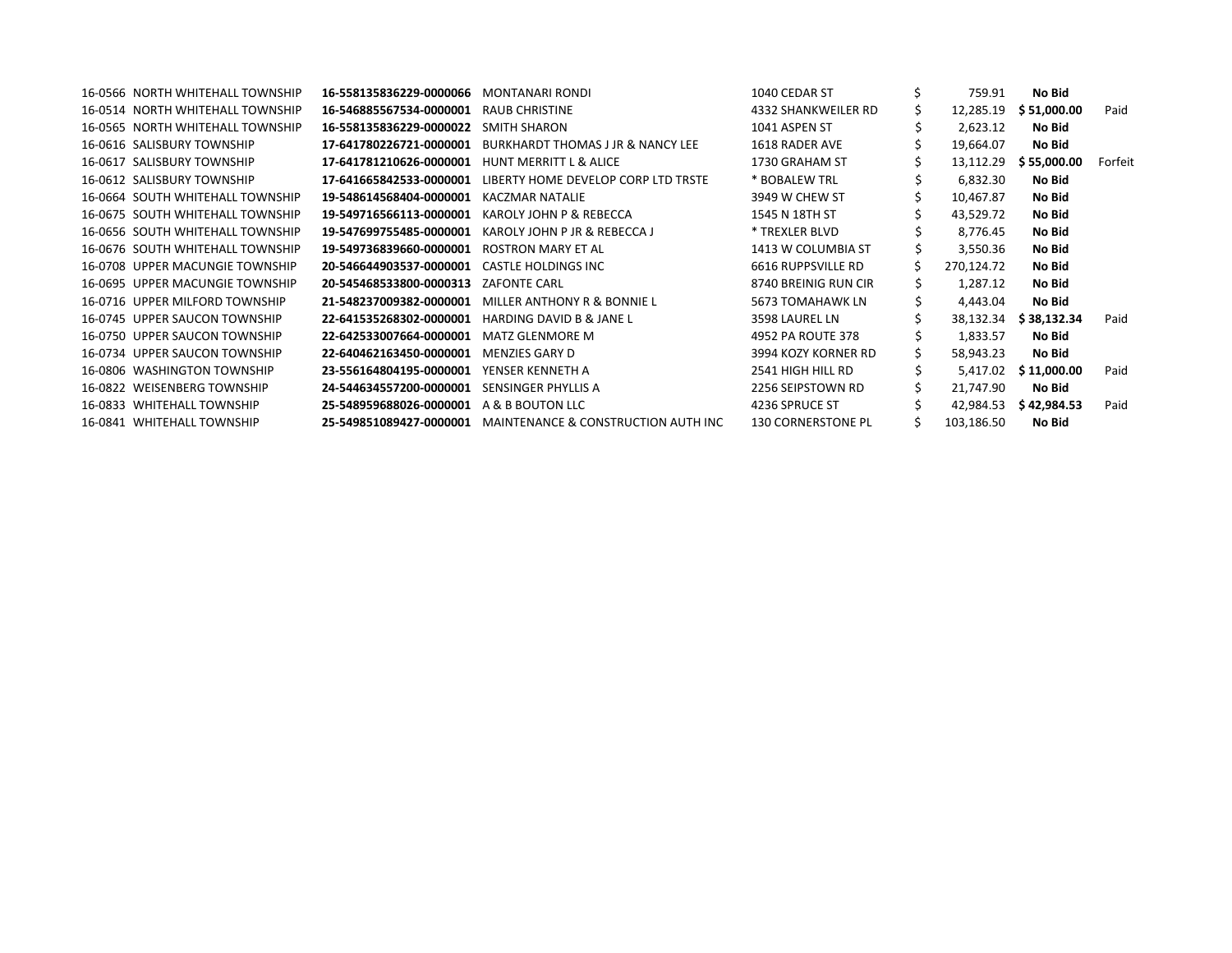| | | | | | | | |
|---|---|---|---|---|---|---|---|
| 16-0566 | NORTH WHITEHALL TOWNSHIP | **16-558135836229-0000066** | MONTANARI RONDI | 1040 CEDAR ST | $ 759.91 | **No Bid** | |
| 16-0514 | NORTH WHITEHALL TOWNSHIP | **16-546885567534-0000001** | RAUB CHRISTINE | 4332 SHANKWEILER RD | $ 12,285.19 | **$ 51,000.00** | Paid |
| 16-0565 | NORTH WHITEHALL TOWNSHIP | **16-558135836229-0000022** | SMITH SHARON | 1041 ASPEN ST | $ 2,623.12 | **No Bid** | |
| 16-0616 | SALISBURY TOWNSHIP | **17-641780226721-0000001** | BURKHARDT THOMAS J JR & NANCY LEE | 1618 RADER AVE | $ 19,664.07 | **No Bid** | |
| 16-0617 | SALISBURY TOWNSHIP | **17-641781210626-0000001** | HUNT MERRITT L & ALICE | 1730 GRAHAM ST | $ 13,112.29 | **$ 55,000.00** | Forfeit |
| 16-0612 | SALISBURY TOWNSHIP | **17-641665842533-0000001** | LIBERTY HOME DEVELOP CORP LTD TRSTE | * BOBALEW TRL | $ 6,832.30 | **No Bid** | |
| 16-0664 | SOUTH WHITEHALL TOWNSHIP | **19-548614568404-0000001** | KACZMAR NATALIE | 3949 W CHEW ST | $ 10,467.87 | **No Bid** | |
| 16-0675 | SOUTH WHITEHALL TOWNSHIP | **19-549716566113-0000001** | KAROLY JOHN P & REBECCA | 1545 N 18TH ST | $ 43,529.72 | **No Bid** | |
| 16-0656 | SOUTH WHITEHALL TOWNSHIP | **19-547699755485-0000001** | KAROLY JOHN P JR & REBECCA J | * TREXLER BLVD | $ 8,776.45 | **No Bid** | |
| 16-0676 | SOUTH WHITEHALL TOWNSHIP | **19-549736839660-0000001** | ROSTRON MARY ET AL | 1413 W COLUMBIA ST | $ 3,550.36 | **No Bid** | |
| 16-0708 | UPPER MACUNGIE TOWNSHIP | **20-546644903537-0000001** | CASTLE HOLDINGS INC | 6616 RUPPSVILLE RD | $ 270,124.72 | **No Bid** | |
| 16-0695 | UPPER MACUNGIE TOWNSHIP | **20-545468533800-0000313** | ZAFONTE CARL | 8740 BREINIG RUN CIR | $ 1,287.12 | **No Bid** | |
| 16-0716 | UPPER MILFORD TOWNSHIP | **21-548237009382-0000001** | MILLER ANTHONY R & BONNIE L | 5673 TOMAHAWK LN | $ 4,443.04 | **No Bid** | |
| 16-0745 | UPPER SAUCON TOWNSHIP | **22-641535268302-0000001** | HARDING DAVID B & JANE L | 3598 LAUREL LN | $ 38,132.34 | **$ 38,132.34** | Paid |
| 16-0750 | UPPER SAUCON TOWNSHIP | **22-642533007664-0000001** | MATZ GLENMORE M | 4952 PA ROUTE 378 | $ 1,833.57 | **No Bid** | |
| 16-0734 | UPPER SAUCON TOWNSHIP | **22-640462163450-0000001** | MENZIES GARY D | 3994 KOZY KORNER RD | $ 58,943.23 | **No Bid** | |
| 16-0806 | WASHINGTON TOWNSHIP | **23-556164804195-0000001** | YENSER KENNETH A | 2541 HIGH HILL RD | $ 5,417.02 | **$ 11,000.00** | Paid |
| 16-0822 | WEISENBERG TOWNSHIP | **24-544634557200-0000001** | SENSINGER PHYLLIS A | 2256 SEIPSTOWN RD | $ 21,747.90 | **No Bid** | |
| 16-0833 | WHITEHALL TOWNSHIP | **25-548959688026-0000001** | A & B BOUTON LLC | 4236 SPRUCE ST | $ 42,984.53 | **$ 42,984.53** | Paid |
| 16-0841 | WHITEHALL TOWNSHIP | **25-549851089427-0000001** | MAINTENANCE & CONSTRUCTION AUTH INC | 130 CORNERSTONE PL | $ 103,186.50 | **No Bid** | |